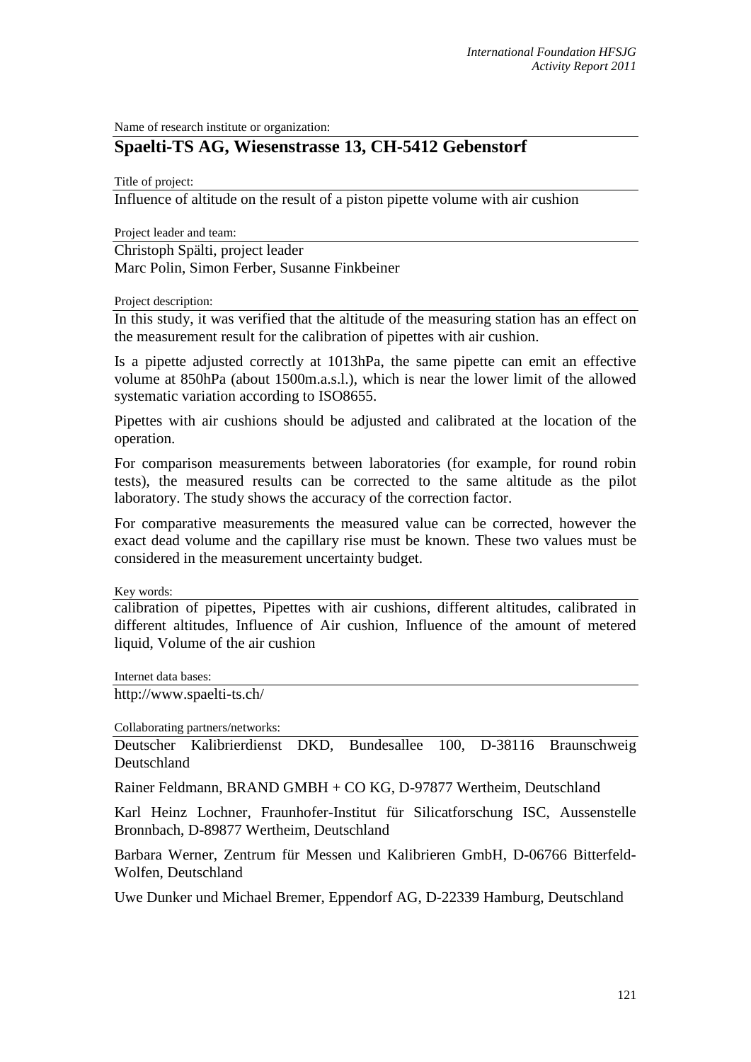Name of research institute or organization:

## Spaelti-TS AG, Wiesenstrasse 13, CH-5412 Gebenstorf

Title of project:

Influence of altitude on the result of a piston pipette volume with air cushion

Project leader and team:

Christoph Spälti, project leader
Marc Polin, Simon Ferber, Susanne Finkbeiner

Project description:

In this study, it was verified that the altitude of the measuring station has an effect on the measurement result for the calibration of pipettes with air cushion.

Is a pipette adjusted correctly at 1013hPa, the same pipette can emit an effective volume at 850hPa (about 1500m.a.s.l.), which is near the lower limit of the allowed systematic variation according to ISO8655.

Pipettes with air cushions should be adjusted and calibrated at the location of the operation.

For comparison measurements between laboratories (for example, for round robin tests), the measured results can be corrected to the same altitude as the pilot laboratory. The study shows the accuracy of the correction factor.

For comparative measurements the measured value can be corrected, however the exact dead volume and the capillary rise must be known. These two values must be considered in the measurement uncertainty budget.

Key words:

calibration of pipettes, Pipettes with air cushions, different altitudes, calibrated in different altitudes, Influence of Air cushion, Influence of the amount of metered liquid, Volume of the air cushion

Internet data bases:

http://www.spaelti-ts.ch/

Collaborating partners/networks:

Deutscher Kalibrierdienst DKD, Bundesallee 100, D-38116 Braunschweig Deutschland

Rainer Feldmann, BRAND GMBH + CO KG, D-97877 Wertheim, Deutschland

Karl Heinz Lochner, Fraunhofer-Institut für Silicatforschung ISC, Aussenstelle Bronnbach, D-89877 Wertheim, Deutschland

Barbara Werner, Zentrum für Messen und Kalibrieren GmbH, D-06766 Bitterfeld-Wolfen, Deutschland

Uwe Dunker und Michael Bremer, Eppendorf AG, D-22339 Hamburg, Deutschland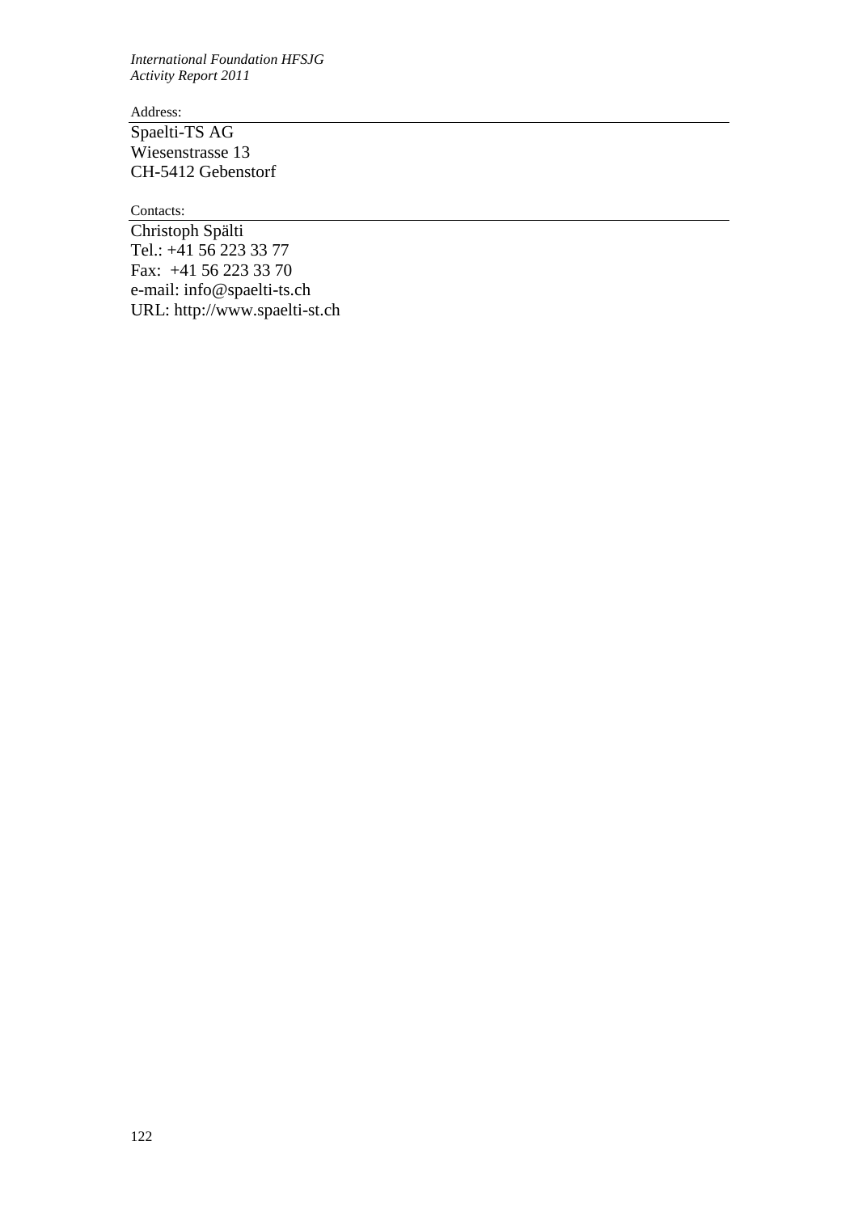Address:

Spaelti-TS AG
Wiesenstrasse 13
CH-5412 Gebenstorf

Contacts:

Christoph Spälti
Tel.: +41 56 223 33 77
Fax: +41 56 223 33 70
e-mail: info@spaelti-ts.ch
URL: http://www.spaelti-st.ch